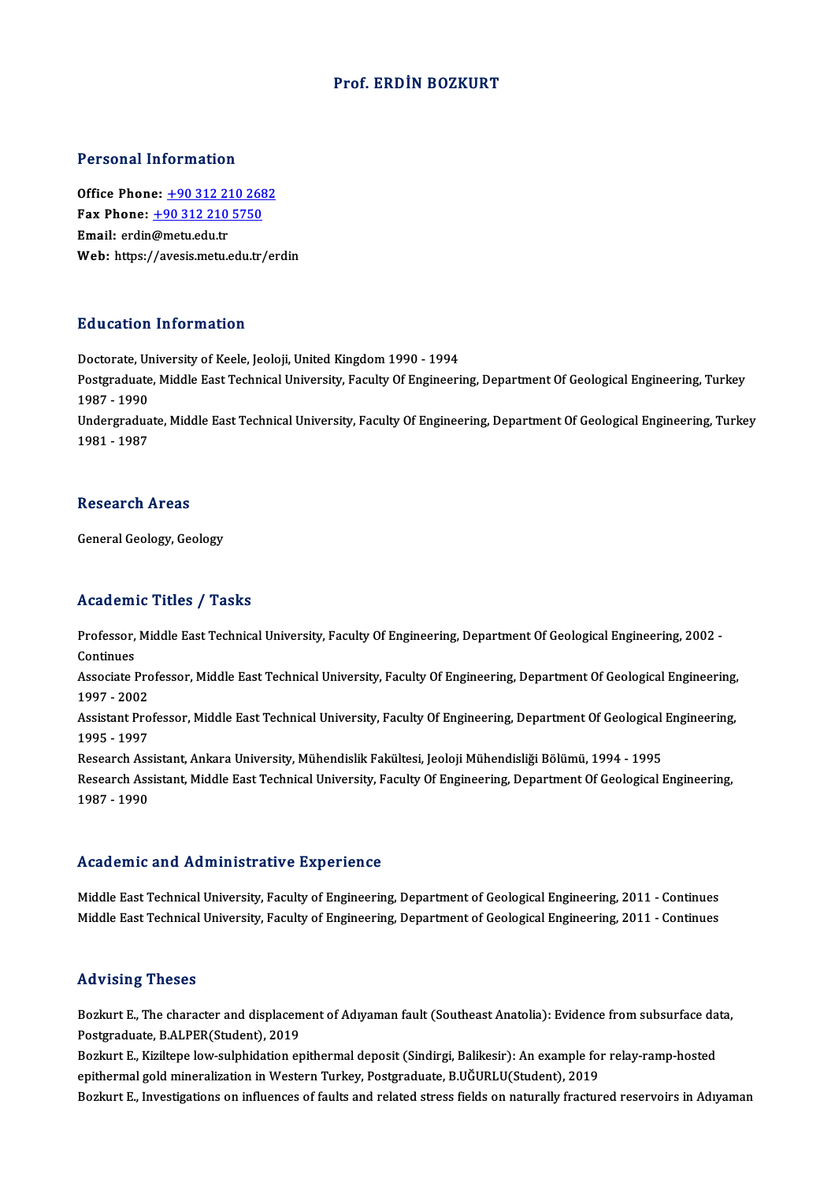# Prof. ERDİN BOZKURT

## Personal Information

**Office Phone:** +90 312 210 2682
**Fax Phone:** +90 312 210 5750
**Email:** erdin@metu.edu.tr
**Web:** https://avesis.metu.edu.tr/erdin

## Education Information

Doctorate, University of Keele, Jeoloji, United Kingdom 1990 - 1994
Postgraduate, Middle East Technical University, Faculty Of Engineering, Department Of Geological Engineering, Turkey 1987 - 1990
Undergraduate, Middle East Technical University, Faculty Of Engineering, Department Of Geological Engineering, Turkey 1981 - 1987

## Research Areas

General Geology, Geology

## Academic Titles / Tasks

Professor, Middle East Technical University, Faculty Of Engineering, Department Of Geological Engineering, 2002 - Continues
Associate Professor, Middle East Technical University, Faculty Of Engineering, Department Of Geological Engineering, 1997 - 2002
Assistant Professor, Middle East Technical University, Faculty Of Engineering, Department Of Geological Engineering, 1995 - 1997
Research Assistant, Ankara University, Mühendislik Fakültesi, Jeoloji Mühendisliği Bölümü, 1994 - 1995
Research Assistant, Middle East Technical University, Faculty Of Engineering, Department Of Geological Engineering, 1987 - 1990

## Academic and Administrative Experience

Middle East Technical University, Faculty of Engineering, Department of Geological Engineering, 2011 - Continues
Middle East Technical University, Faculty of Engineering, Department of Geological Engineering, 2011 - Continues

## Advising Theses

Bozkurt E., The character and displacement of Adıyaman fault (Southeast Anatolia): Evidence from subsurface data, Postgraduate, B.ALPER(Student), 2019
Bozkurt E., Kiziltepe low-sulphidation epithermal deposit (Sindirgi, Balikesir): An example for relay-ramp-hosted epithermal gold mineralization in Western Turkey, Postgraduate, B.UĞURLU(Student), 2019
Bozkurt E., Investigations on influences of faults and related stress fields on naturally fractured reservoirs in Adıyaman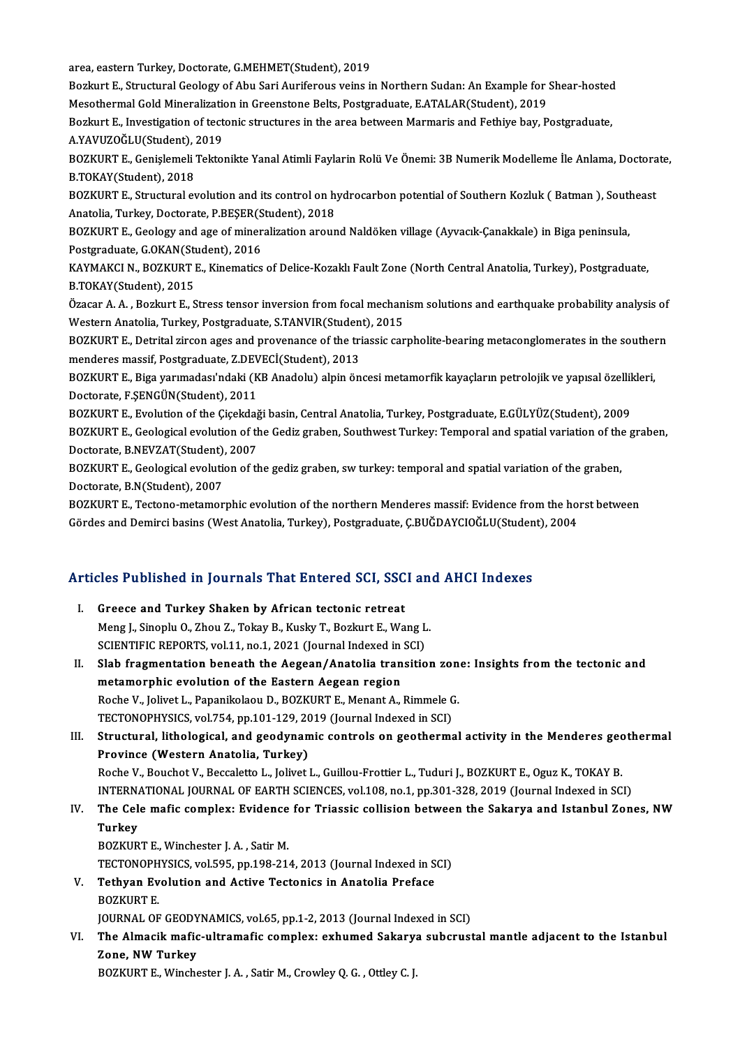area, eastern Turkey, Doctorate, G.MEHMET(Student), 2019

Bozkurt E., Structural Geology of Abu Sari Auriferous veins in Northern Sudan: An Example for Shear-hosted Mesothermal Gold Mineralization in Greenstone Belts, Postgraduate, E.ATALAR(Student), 2019

Bozkurt E., Investigation of tectonic structures in the area between Marmaris and Fethiye bay, Postgraduate, A.YAVUZOĞLU(Student), 2019

BOZKURT E., Genişlemeli Tektonikte Yanal Atimli Faylarin Rolü Ve Önemi: 3B Numerik Modelleme İle Anlama, Doctorate, B.TOKAY(Student), 2018

BOZKURT E., Structural evolution and its control on hydrocarbon potential of Southern Kozluk ( Batman ), Southeast Anatolia, Turkey, Doctorate, P.BEŞER(Student), 2018

BOZKURT E., Geology and age of mineralization around Naldöken village (Ayvacık-Çanakkale) in Biga peninsula, Postgraduate, G.OKAN(Student), 2016

KAYMAKCI N., BOZKURT E., Kinematics of Delice-Kozaklı Fault Zone (North Central Anatolia, Turkey), Postgraduate, B.TOKAY(Student), 2015

Özacar A. A. , Bozkurt E., Stress tensor inversion from focal mechanism solutions and earthquake probability analysis of Western Anatolia, Turkey, Postgraduate, S.TANVIR(Student), 2015

BOZKURT E., Detrital zircon ages and provenance of the triassic carpholite-bearing metaconglomerates in the southern menderes massif, Postgraduate, Z.DEVECİ(Student), 2013

BOZKURT E., Biga yarımadası'ndaki (KB Anadolu) alpin öncesi metamorfik kayaçların petrolojik ve yapısal özellikleri, Doctorate, F.ŞENGÜN(Student), 2011

BOZKURT E., Evolution of the Çiçekdaği basin, Central Anatolia, Turkey, Postgraduate, E.GÜLYÜZ(Student), 2009

BOZKURT E., Geological evolution of the Gediz graben, Southwest Turkey: Temporal and spatial variation of the graben, Doctorate, B.NEVZAT(Student), 2007

BOZKURT E., Geological evolution of the gediz graben, sw turkey: temporal and spatial variation of the graben, Doctorate, B.N(Student), 2007

BOZKURT E., Tectono-metamorphic evolution of the northern Menderes massif: Evidence from the horst between Gördes and Demirci basins (West Anatolia, Turkey), Postgraduate, Ç.BUĞDAYCIOĞLU(Student), 2004

## Articles Published in Journals That Entered SCI, SSCI and AHCI Indexes

I. **Greece and Turkey Shaken by African tectonic retreat**
   Meng J., Sinoplu O., Zhou Z., Tokay B., Kusky T., Bozkurt E., Wang L.
   SCIENTIFIC REPORTS, vol.11, no.1, 2021 (Journal Indexed in SCI)

II. **Slab fragmentation beneath the Aegean/Anatolia transition zone: Insights from the tectonic and metamorphic evolution of the Eastern Aegean region**
   Roche V., Jolivet L., Papanikolaou D., BOZKURT E., Menant A., Rimmele G.
   TECTONOPHYSICS, vol.754, pp.101-129, 2019 (Journal Indexed in SCI)

III. **Structural, lithological, and geodynamic controls on geothermal activity in the Menderes geothermal Province (Western Anatolia, Turkey)**
   Roche V., Bouchot V., Beccaletto L., Jolivet L., Guillou-Frottier L., Tuduri J., BOZKURT E., Oguz K., TOKAY B.
   INTERNATIONAL JOURNAL OF EARTH SCIENCES, vol.108, no.1, pp.301-328, 2019 (Journal Indexed in SCI)

IV. **The Cele mafic complex: Evidence for Triassic collision between the Sakarya and Istanbul Zones, NW Turkey**
   BOZKURT E., Winchester J. A. , Satir M.
   TECTONOPHYSICS, vol.595, pp.198-214, 2013 (Journal Indexed in SCI)

V. **Tethyan Evolution and Active Tectonics in Anatolia Preface**
   BOZKURT E.
   JOURNAL OF GEODYNAMICS, vol.65, pp.1-2, 2013 (Journal Indexed in SCI)

VI. **The Almacik mafic-ultramafic complex: exhumed Sakarya subcrustal mantle adjacent to the Istanbul Zone, NW Turkey**
   BOZKURT E., Winchester J. A. , Satir M., Crowley Q. G. , Ottley C. J.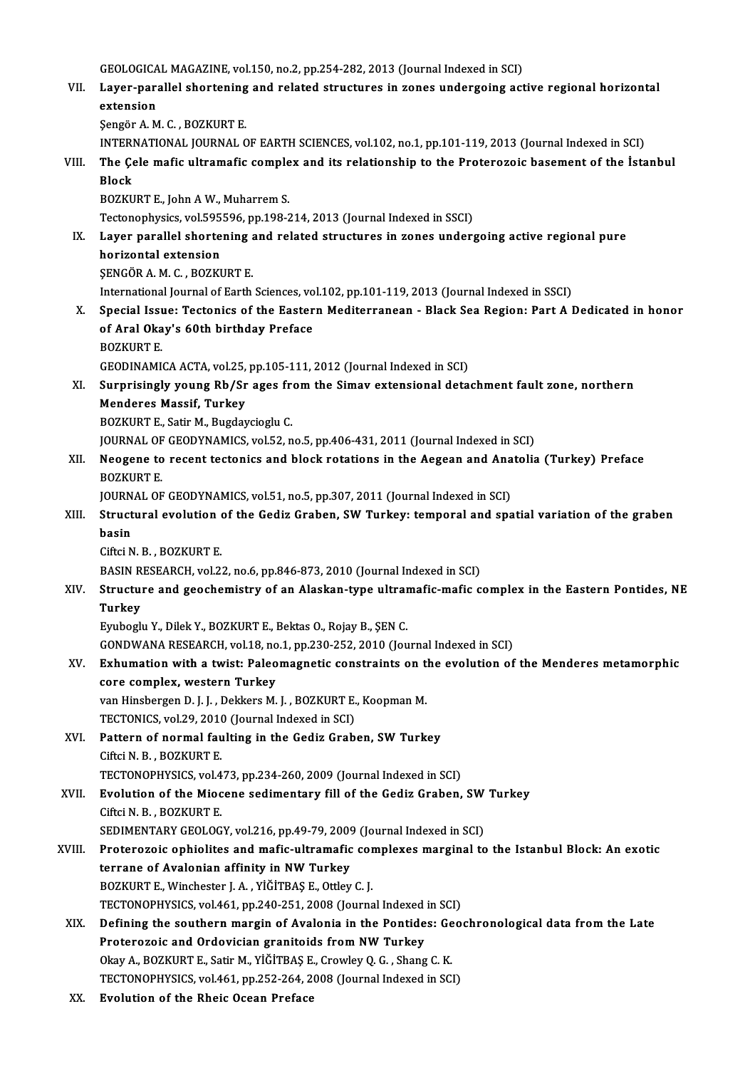GEOLOGICAL MAGAZINE, vol.150, no.2, pp.254-282, 2013 (Journal Indexed in SCI)

VII. **Layer-parallel shortening and related structures in zones undergoing active regional horizontal extension**
Şengör A. M. C. , BOZKURT E.
INTERNATIONAL JOURNAL OF EARTH SCIENCES, vol.102, no.1, pp.101-119, 2013 (Journal Indexed in SCI)

VIII. **The Çele mafic ultramafic complex and its relationship to the Proterozoic basement of the İstanbul Block**
BOZKURT E., John A W., Muharrem S.
Tectonophysics, vol.595596, pp.198-214, 2013 (Journal Indexed in SSCI)

IX. **Layer parallel shortening and related structures in zones undergoing active regional pure horizontal extension**
ŞENGÖR A. M. C. , BOZKURT E.
International Journal of Earth Sciences, vol.102, pp.101-119, 2013 (Journal Indexed in SSCI)

X. **Special Issue: Tectonics of the Eastern Mediterranean - Black Sea Region: Part A Dedicated in honor of Aral Okay's 60th birthday Preface**
BOZKURT E.
GEODINAMICA ACTA, vol.25, pp.105-111, 2012 (Journal Indexed in SCI)

XI. **Surprisingly young Rb/Sr ages from the Simav extensional detachment fault zone, northern Menderes Massif, Turkey**
BOZKURT E., Satir M., Bugdaycioglu C.
JOURNAL OF GEODYNAMICS, vol.52, no.5, pp.406-431, 2011 (Journal Indexed in SCI)

XII. **Neogene to recent tectonics and block rotations in the Aegean and Anatolia (Turkey) Preface**
BOZKURT E.
JOURNAL OF GEODYNAMICS, vol.51, no.5, pp.307, 2011 (Journal Indexed in SCI)

XIII. **Structural evolution of the Gediz Graben, SW Turkey: temporal and spatial variation of the graben basin**
Ciftci N. B. , BOZKURT E.
BASIN RESEARCH, vol.22, no.6, pp.846-873, 2010 (Journal Indexed in SCI)

XIV. **Structure and geochemistry of an Alaskan-type ultramafic-mafic complex in the Eastern Pontides, NE Turkey**
Eyuboglu Y., Dilek Y., BOZKURT E., Bektas O., Rojay B., ŞEN C.
GONDWANA RESEARCH, vol.18, no.1, pp.230-252, 2010 (Journal Indexed in SCI)

XV. **Exhumation with a twist: Paleomagnetic constraints on the evolution of the Menderes metamorphic core complex, western Turkey**
van Hinsbergen D. J. J. , Dekkers M. J. , BOZKURT E., Koopman M.
TECTONICS, vol.29, 2010 (Journal Indexed in SCI)

XVI. **Pattern of normal faulting in the Gediz Graben, SW Turkey**
Ciftci N. B. , BOZKURT E.
TECTONOPHYSICS, vol.473, pp.234-260, 2009 (Journal Indexed in SCI)

XVII. **Evolution of the Miocene sedimentary fill of the Gediz Graben, SW Turkey**
Ciftci N. B. , BOZKURT E.
SEDIMENTARY GEOLOGY, vol.216, pp.49-79, 2009 (Journal Indexed in SCI)

XVIII. **Proterozoic ophiolites and mafic-ultramafic complexes marginal to the Istanbul Block: An exotic terrane of Avalonian affinity in NW Turkey**
BOZKURT E., Winchester J. A. , YİĞİTBAŞ E., Ottley C. J.
TECTONOPHYSICS, vol.461, pp.240-251, 2008 (Journal Indexed in SCI)

XIX. **Defining the southern margin of Avalonia in the Pontides: Geochronological data from the Late Proterozoic and Ordovician granitoids from NW Turkey**
Okay A., BOZKURT E., Satir M., YİĞİTBAŞ E., Crowley Q. G. , Shang C. K.
TECTONOPHYSICS, vol.461, pp.252-264, 2008 (Journal Indexed in SCI)

XX. **Evolution of the Rheic Ocean Preface**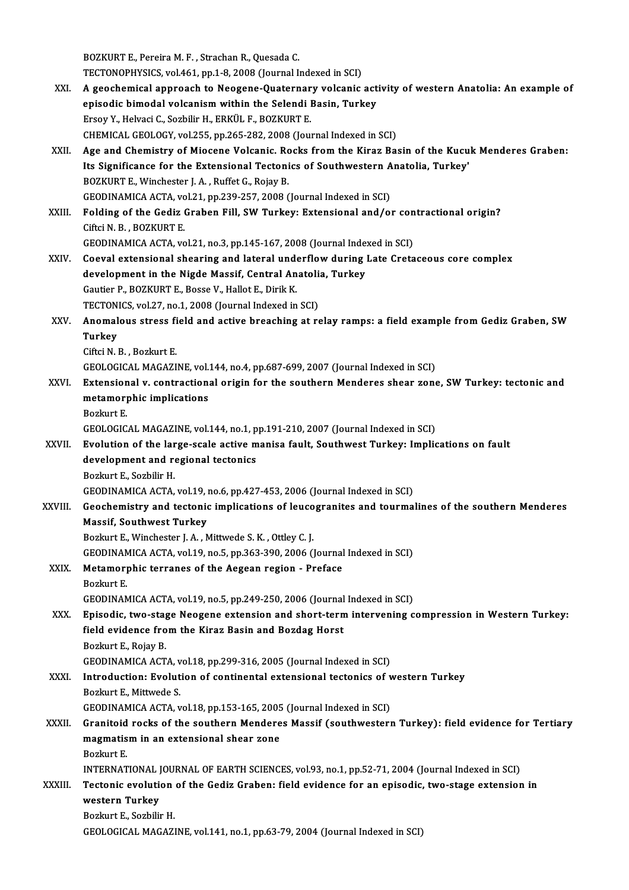BOZKURT E., Pereira M. F. , Strachan R., Quesada C.
TECTONOPHYSICS, vol.461, pp.1-8, 2008 (Journal Indexed in SCI)

XXI. **A geochemical approach to Neogene-Quaternary volcanic activity of western Anatolia: An example of episodic bimodal volcanism within the Selendi Basin, Turkey**
Ersoy Y., Helvaci C., Sozbilir H., ERKÜL F., BOZKURT E.
CHEMICAL GEOLOGY, vol.255, pp.265-282, 2008 (Journal Indexed in SCI)

XXII. **Age and Chemistry of Miocene Volcanic. Rocks from the Kiraz Basin of the Kucuk Menderes Graben: Its Significance for the Extensional Tectonics of Southwestern Anatolia, Turkey'**
BOZKURT E., Winchester J. A. , Ruffet G., Rojay B.
GEODINAMICA ACTA, vol.21, pp.239-257, 2008 (Journal Indexed in SCI)

XXIII. **Folding of the Gediz Graben Fill, SW Turkey: Extensional and/or contractional origin?**
Ciftci N. B. , BOZKURT E.
GEODINAMICA ACTA, vol.21, no.3, pp.145-167, 2008 (Journal Indexed in SCI)

XXIV. **Coeval extensional shearing and lateral underflow during Late Cretaceous core complex development in the Nigde Massif, Central Anatolia, Turkey**
Gautier P., BOZKURT E., Bosse V., Hallot E., Dirik K.
TECTONICS, vol.27, no.1, 2008 (Journal Indexed in SCI)

XXV. **Anomalous stress field and active breaching at relay ramps: a field example from Gediz Graben, SW Turkey**
Ciftci N. B. , Bozkurt E.
GEOLOGICAL MAGAZINE, vol.144, no.4, pp.687-699, 2007 (Journal Indexed in SCI)

XXVI. **Extensional v. contractional origin for the southern Menderes shear zone, SW Turkey: tectonic and metamorphic implications**
Bozkurt E.
GEOLOGICAL MAGAZINE, vol.144, no.1, pp.191-210, 2007 (Journal Indexed in SCI)

XXVII. **Evolution of the large-scale active manisa fault, Southwest Turkey: Implications on fault development and regional tectonics**
Bozkurt E., Sozbilir H.
GEODINAMICA ACTA, vol.19, no.6, pp.427-453, 2006 (Journal Indexed in SCI)

XXVIII. **Geochemistry and tectonic implications of leucogranites and tourmalines of the southern Menderes Massif, Southwest Turkey**
Bozkurt E., Winchester J. A. , Mittwede S. K. , Ottley C. J.
GEODINAMICA ACTA, vol.19, no.5, pp.363-390, 2006 (Journal Indexed in SCI)

XXIX. **Metamorphic terranes of the Aegean region - Preface**
Bozkurt E.
GEODINAMICA ACTA, vol.19, no.5, pp.249-250, 2006 (Journal Indexed in SCI)

XXX. **Episodic, two-stage Neogene extension and short-term intervening compression in Western Turkey: field evidence from the Kiraz Basin and Bozdag Horst**
Bozkurt E., Rojay B.
GEODINAMICA ACTA, vol.18, pp.299-316, 2005 (Journal Indexed in SCI)

XXXI. **Introduction: Evolution of continental extensional tectonics of western Turkey**
Bozkurt E., Mittwede S.
GEODINAMICA ACTA, vol.18, pp.153-165, 2005 (Journal Indexed in SCI)

XXXII. **Granitoid rocks of the southern Menderes Massif (southwestern Turkey): field evidence for Tertiary magmatism in an extensional shear zone**
Bozkurt E.
INTERNATIONAL JOURNAL OF EARTH SCIENCES, vol.93, no.1, pp.52-71, 2004 (Journal Indexed in SCI)

XXXIII. **Tectonic evolution of the Gediz Graben: field evidence for an episodic, two-stage extension in western Turkey**
Bozkurt E., Sozbilir H.
GEOLOGICAL MAGAZINE, vol.141, no.1, pp.63-79, 2004 (Journal Indexed in SCI)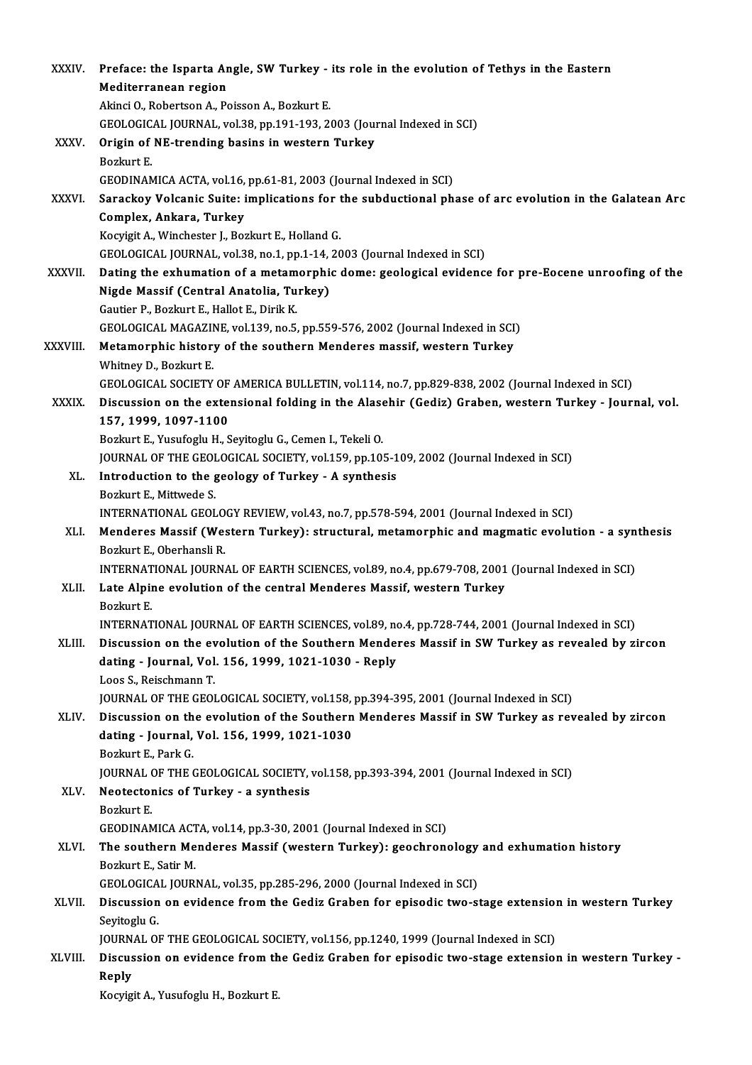XXXIV. **Preface: the Isparta Angle, SW Turkey - its role in the evolution of Tethys in the Eastern Mediterranean region**
Akinci O., Robertson A., Poisson A., Bozkurt E.
GEOLOGICAL JOURNAL, vol.38, pp.191-193, 2003 (Journal Indexed in SCI)

XXXV. **Origin of NE-trending basins in western Turkey**
Bozkurt E.
GEODINAMICA ACTA, vol.16, pp.61-81, 2003 (Journal Indexed in SCI)

XXXVI. **Sarackoy Volcanic Suite: implications for the subductional phase of arc evolution in the Galatean Arc Complex, Ankara, Turkey**
Kocyigit A., Winchester J., Bozkurt E., Holland G.
GEOLOGICAL JOURNAL, vol.38, no.1, pp.1-14, 2003 (Journal Indexed in SCI)

XXXVII. **Dating the exhumation of a metamorphic dome: geological evidence for pre-Eocene unroofing of the Nigde Massif (Central Anatolia, Turkey)**
Gautier P., Bozkurt E., Hallot E., Dirik K.
GEOLOGICAL MAGAZINE, vol.139, no.5, pp.559-576, 2002 (Journal Indexed in SCI)

XXXVIII. **Metamorphic history of the southern Menderes massif, western Turkey**
Whitney D., Bozkurt E.
GEOLOGICAL SOCIETY OF AMERICA BULLETIN, vol.114, no.7, pp.829-838, 2002 (Journal Indexed in SCI)

XXXIX. **Discussion on the extensional folding in the Alasehir (Gediz) Graben, western Turkey - Journal, vol. 157, 1999, 1097-1100**
Bozkurt E., Yusufoglu H., Seyitoglu G., Cemen I., Tekeli O.
JOURNAL OF THE GEOLOGICAL SOCIETY, vol.159, pp.105-109, 2002 (Journal Indexed in SCI)

XL. **Introduction to the geology of Turkey - A synthesis**
Bozkurt E., Mittwede S.
INTERNATIONAL GEOLOGY REVIEW, vol.43, no.7, pp.578-594, 2001 (Journal Indexed in SCI)

XLI. **Menderes Massif (Western Turkey): structural, metamorphic and magmatic evolution - a synthesis**
Bozkurt E., Oberhansli R.
INTERNATIONAL JOURNAL OF EARTH SCIENCES, vol.89, no.4, pp.679-708, 2001 (Journal Indexed in SCI)

XLII. **Late Alpine evolution of the central Menderes Massif, western Turkey**
Bozkurt E.
INTERNATIONAL JOURNAL OF EARTH SCIENCES, vol.89, no.4, pp.728-744, 2001 (Journal Indexed in SCI)

XLIII. **Discussion on the evolution of the Southern Menderes Massif in SW Turkey as revealed by zircon dating - Journal, Vol. 156, 1999, 1021-1030 - Reply**
Loos S., Reischmann T.
JOURNAL OF THE GEOLOGICAL SOCIETY, vol.158, pp.394-395, 2001 (Journal Indexed in SCI)

XLIV. **Discussion on the evolution of the Southern Menderes Massif in SW Turkey as revealed by zircon dating - Journal, Vol. 156, 1999, 1021-1030**
Bozkurt E., Park G.
JOURNAL OF THE GEOLOGICAL SOCIETY, vol.158, pp.393-394, 2001 (Journal Indexed in SCI)

XLV. **Neotectonics of Turkey - a synthesis**
Bozkurt E.
GEODINAMICA ACTA, vol.14, pp.3-30, 2001 (Journal Indexed in SCI)

XLVI. **The southern Menderes Massif (western Turkey): geochronology and exhumation history**
Bozkurt E., Satir M.
GEOLOGICAL JOURNAL, vol.35, pp.285-296, 2000 (Journal Indexed in SCI)

XLVII. **Discussion on evidence from the Gediz Graben for episodic two-stage extension in western Turkey**
Seyitoglu G.
JOURNAL OF THE GEOLOGICAL SOCIETY, vol.156, pp.1240, 1999 (Journal Indexed in SCI)

XLVIII. **Discussion on evidence from the Gediz Graben for episodic two-stage extension in western Turkey - Reply**
Kocyigit A., Yusufoglu H., Bozkurt E.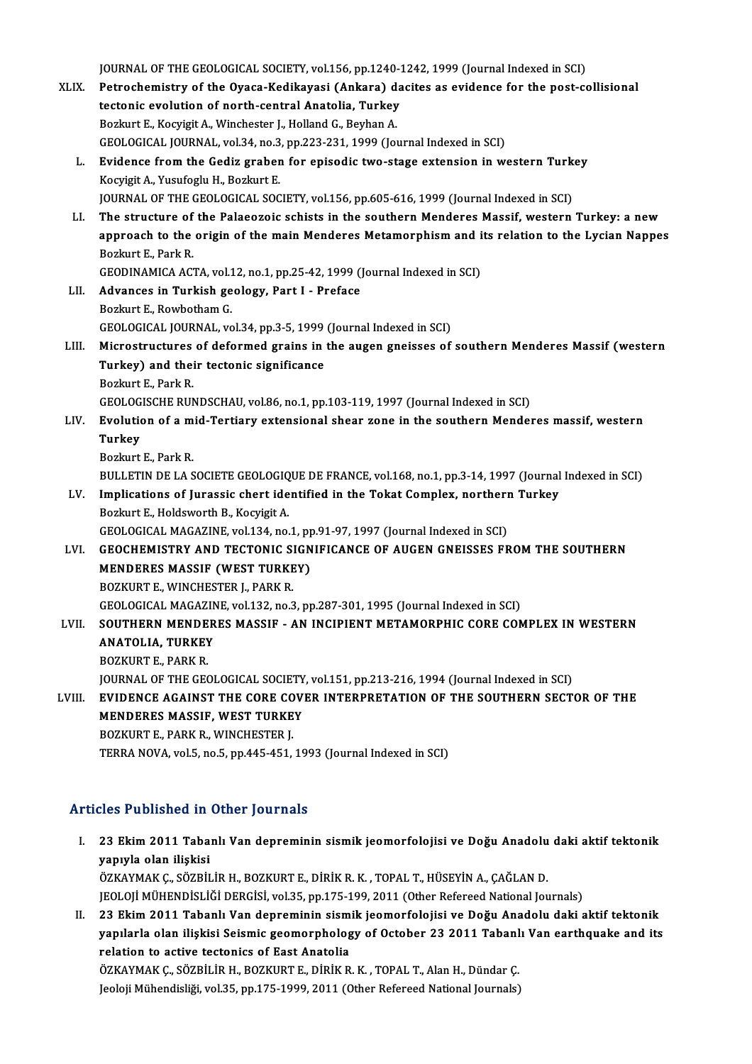JOURNAL OF THE GEOLOGICAL SOCIETY, vol.156, pp.1240-1242, 1999 (Journal Indexed in SCI)

XLIX. **Petrochemistry of the Oyaca-Kedikayasi (Ankara) dacites as evidence for the post-collisional tectonic evolution of north-central Anatolia, Turkey**
Bozkurt E., Kocyigit A., Winchester J., Holland G., Beyhan A.
GEOLOGICAL JOURNAL, vol.34, no.3, pp.223-231, 1999 (Journal Indexed in SCI)

L. **Evidence from the Gediz graben for episodic two-stage extension in western Turkey**
Kocyigit A., Yusufoglu H., Bozkurt E.
JOURNAL OF THE GEOLOGICAL SOCIETY, vol.156, pp.605-616, 1999 (Journal Indexed in SCI)

LI. **The structure of the Palaeozoic schists in the southern Menderes Massif, western Turkey: a new approach to the origin of the main Menderes Metamorphism and its relation to the Lycian Nappes**
Bozkurt E., Park R.
GEODINAMICA ACTA, vol.12, no.1, pp.25-42, 1999 (Journal Indexed in SCI)

LII. **Advances in Turkish geology, Part I - Preface**
Bozkurt E., Rowbotham G.
GEOLOGICAL JOURNAL, vol.34, pp.3-5, 1999 (Journal Indexed in SCI)

LIII. **Microstructures of deformed grains in the augen gneisses of southern Menderes Massif (western Turkey) and their tectonic significance**
Bozkurt E., Park R.
GEOLOGISCHE RUNDSCHAU, vol.86, no.1, pp.103-119, 1997 (Journal Indexed in SCI)

LIV. **Evolution of a mid-Tertiary extensional shear zone in the southern Menderes massif, western Turkey**
Bozkurt E., Park R.
BULLETIN DE LA SOCIETE GEOLOGIQUE DE FRANCE, vol.168, no.1, pp.3-14, 1997 (Journal Indexed in SCI)

LV. **Implications of Jurassic chert identified in the Tokat Complex, northern Turkey**
Bozkurt E., Holdsworth B., Kocyigit A.
GEOLOGICAL MAGAZINE, vol.134, no.1, pp.91-97, 1997 (Journal Indexed in SCI)

LVI. **GEOCHEMISTRY AND TECTONIC SIGNIFICANCE OF AUGEN GNEISSES FROM THE SOUTHERN MENDERES MASSIF (WEST TURKEY)**
BOZKURT E., WINCHESTER J., PARK R.
GEOLOGICAL MAGAZINE, vol.132, no.3, pp.287-301, 1995 (Journal Indexed in SCI)

LVII. **SOUTHERN MENDERES MASSIF - AN INCIPIENT METAMORPHIC CORE COMPLEX IN WESTERN ANATOLIA, TURKEY**
BOZKURT E., PARK R.
JOURNAL OF THE GEOLOGICAL SOCIETY, vol.151, pp.213-216, 1994 (Journal Indexed in SCI)

LVIII. **EVIDENCE AGAINST THE CORE COVER INTERPRETATION OF THE SOUTHERN SECTOR OF THE MENDERES MASSIF, WEST TURKEY**
BOZKURT E., PARK R., WINCHESTER J.
TERRA NOVA, vol.5, no.5, pp.445-451, 1993 (Journal Indexed in SCI)

## Articles Published in Other Journals

I. **23 Ekim 2011 Tabanlı Van depreminin sismik jeomorfolojisi ve Doğu Anadolu daki aktif tektonik yapıyla olan ilişkisi**
ÖZKAYMAK Ç., SÖZBİLİR H., BOZKURT E., DİRİK R. K. , TOPAL T., HÜSEYİN A., ÇAĞLAN D.
JEOLOJİ MÜHENDİSLİĞİ DERGİSİ, vol.35, pp.175-199, 2011 (Other Refereed National Journals)

II. **23 Ekim 2011 Tabanlı Van depreminin sismik jeomorfolojisi ve Doğu Anadolu daki aktif tektonik yapılarla olan ilişkisi Seismic geomorphology of October 23 2011 Tabanlı Van earthquake and its relation to active tectonics of East Anatolia**
ÖZKAYMAK Ç., SÖZBİLİR H., BOZKURT E., DİRİK R. K. , TOPAL T., Alan H., Dündar Ç.
Jeoloji Mühendisliği, vol.35, pp.175-1999, 2011 (Other Refereed National Journals)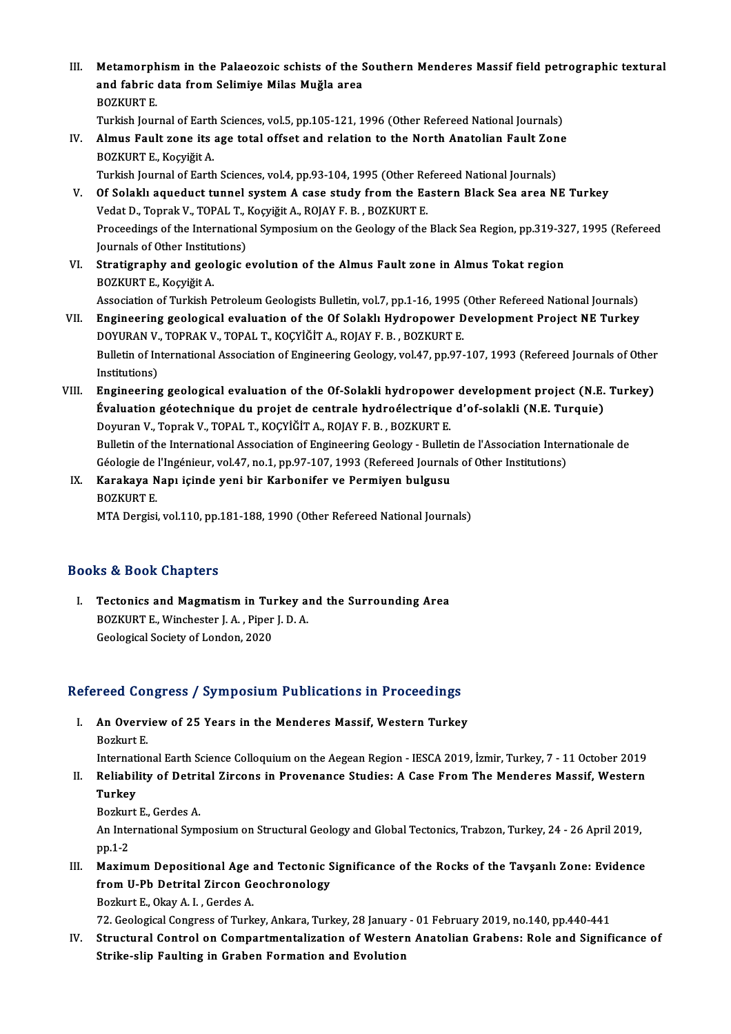III. **Metamorphism in the Palaeozoic schists of the Southern Menderes Massif field petrographic textural and fabric data from Selimiye Milas Muğla area**
BOZKURT E.
Turkish Journal of Earth Sciences, vol.5, pp.105-121, 1996 (Other Refereed National Journals)

IV. **Almus Fault zone its age total offset and relation to the North Anatolian Fault Zone**
BOZKURT E., Koçyiğit A.
Turkish Journal of Earth Sciences, vol.4, pp.93-104, 1995 (Other Refereed National Journals)

V. **Of Solaklı aqueduct tunnel system A case study from the Eastern Black Sea area NE Turkey**
Vedat D., Toprak V., TOPAL T., Koçyiğit A., ROJAY F. B. , BOZKURT E.
Proceedings of the International Symposium on the Geology of the Black Sea Region, pp.319-327, 1995 (Refereed Journals of Other Institutions)

VI. **Stratigraphy and geologic evolution of the Almus Fault zone in Almus Tokat region**
BOZKURT E., Koçyiğit A.
Association of Turkish Petroleum Geologists Bulletin, vol.7, pp.1-16, 1995 (Other Refereed National Journals)

VII. **Engineering geological evaluation of the Of Solaklı Hydropower Development Project NE Turkey**
DOYURAN V., TOPRAK V., TOPAL T., KOÇYİĞİT A., ROJAY F. B. , BOZKURT E.
Bulletin of International Association of Engineering Geology, vol.47, pp.97-107, 1993 (Refereed Journals of Other Institutions)

VIII. **Engineering geological evaluation of the Of-Solakli hydropower development project (N.E. Turkey) Évaluation géotechnique du projet de centrale hydroélectrique d'of-solakli (N.E. Turquie)**
Doyuran V., Toprak V., TOPAL T., KOÇYİĞİT A., ROJAY F. B. , BOZKURT E.
Bulletin of the International Association of Engineering Geology - Bulletin de l'Association Internationale de Géologie de l'Ingénieur, vol.47, no.1, pp.97-107, 1993 (Refereed Journals of Other Institutions)

IX. **Karakaya Napı içinde yeni bir Karbonifer ve Permiyen bulgusu**
BOZKURT E.
MTA Dergisi, vol.110, pp.181-188, 1990 (Other Refereed National Journals)

## Books & Book Chapters

I. **Tectonics and Magmatism in Turkey and the Surrounding Area**
BOZKURT E., Winchester J. A. , Piper J. D. A.
Geological Society of London, 2020

## Refereed Congress / Symposium Publications in Proceedings

I. **An Overview of 25 Years in the Menderes Massif, Western Turkey**
Bozkurt E.
International Earth Science Colloquium on the Aegean Region - IESCA 2019, İzmir, Turkey, 7 - 11 October 2019

II. **Reliability of Detrital Zircons in Provenance Studies: A Case From The Menderes Massif, Western Turkey**
Bozkurt E., Gerdes A.
An International Symposium on Structural Geology and Global Tectonics, Trabzon, Turkey, 24 - 26 April 2019, pp.1-2

III. **Maximum Depositional Age and Tectonic Significance of the Rocks of the Tavşanlı Zone: Evidence from U-Pb Detrital Zircon Geochronology**
Bozkurt E., Okay A. I. , Gerdes A.
72. Geological Congress of Turkey, Ankara, Turkey, 28 January - 01 February 2019, no.140, pp.440-441

IV. **Structural Control on Compartmentalization of Western Anatolian Grabens: Role and Significance of Strike-slip Faulting in Graben Formation and Evolution**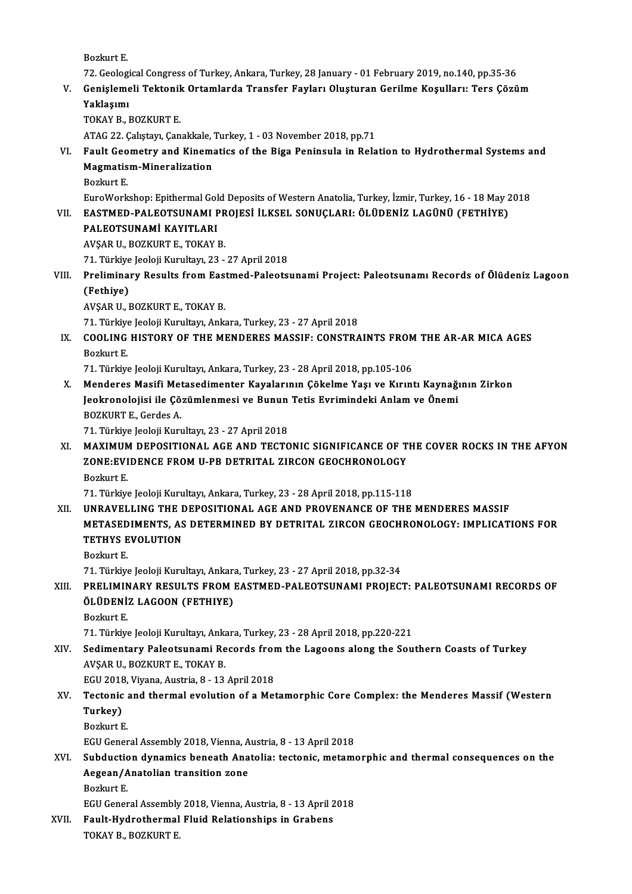Bozkurt E.

72. Geological Congress of Turkey, Ankara, Turkey, 28 January - 01 February 2019, no.140, pp.35-36

V. **Genişlemeli Tektonik Ortamlarda Transfer Fayları Oluşturan Gerilme Koşulları: Ters Çözüm Yaklaşımı**

TOKAY B., BOZKURT E.

ATAG 22. Çalıştayı, Çanakkale, Turkey, 1 - 03 November 2018, pp.71

VI. **Fault Geometry and Kinematics of the Biga Peninsula in Relation to Hydrothermal Systems and Magmatism-Mineralization**

Bozkurt E.

EuroWorkshop: Epithermal Gold Deposits of Western Anatolia, Turkey, İzmir, Turkey, 16 - 18 May 2018

VII. **EASTMED-PALEOTSUNAMI PROJESİ İLKSEL SONUÇLARI: ÖLÜDENİZ LAGÜNÜ (FETHİYE) PALEOTSUNAMİ KAYITLARI**

AVŞAR U., BOZKURT E., TOKAY B.

71. Türkiye Jeoloji Kurultayı, 23 - 27 April 2018

VIII. **Preliminary Results from Eastmed-Paleotsunami Project: Paleotsunamı Records of Ölüdeniz Lagoon (Fethiye)**

AVŞAR U., BOZKURT E., TOKAY B.

71. Türkiye Jeoloji Kurultayı, Ankara, Turkey, 23 - 27 April 2018

IX. **COOLING HISTORY OF THE MENDERES MASSIF: CONSTRAINTS FROM THE AR-AR MICA AGES**

Bozkurt E.

71. Türkiye Jeoloji Kurultayı, Ankara, Turkey, 23 - 28 April 2018, pp.105-106

X. **Menderes Masifi Metasedimenter Kayalarının Çökelme Yaşı ve Kırıntı Kaynağının Zirkon Jeokronolojisi ile Çözümlenmesi ve Bunun Tetis Evrimindeki Anlam ve Önemi**

BOZKURT E., Gerdes A.

71. Türkiye Jeoloji Kurultayı, 23 - 27 April 2018

XI. **MAXIMUM DEPOSITIONAL AGE AND TECTONIC SIGNIFICANCE OF THE COVER ROCKS IN THE AFYON ZONE:EVIDENCE FROM U-PB DETRITAL ZIRCON GEOCHRONOLOGY**

Bozkurt E.

71. Türkiye Jeoloji Kurultayı, Ankara, Turkey, 23 - 28 April 2018, pp.115-118

XII. **UNRAVELLING THE DEPOSITIONAL AGE AND PROVENANCE OF THE MENDERES MASSIF METASEDIMENTS, AS DETERMINED BY DETRITAL ZIRCON GEOCHRONOLOGY: IMPLICATIONS FOR TETHYS EVOLUTION**

Bozkurt E.

71. Türkiye Jeoloji Kurultayı, Ankara, Turkey, 23 - 27 April 2018, pp.32-34

XIII. **PRELIMINARY RESULTS FROM EASTMED-PALEOTSUNAMI PROJECT: PALEOTSUNAMI RECORDS OF ÖLÜDENİZ LAGOON (FETHIYE)**

Bozkurt E.

71. Türkiye Jeoloji Kurultayı, Ankara, Turkey, 23 - 28 April 2018, pp.220-221

XIV. **Sedimentary Paleotsunami Records from the Lagoons along the Southern Coasts of Turkey**

AVŞAR U., BOZKURT E., TOKAY B.

EGU 2018, Viyana, Austria, 8 - 13 April 2018

XV. **Tectonic and thermal evolution of a Metamorphic Core Complex: the Menderes Massif (Western Turkey)**

Bozkurt E.

EGU General Assembly 2018, Vienna, Austria, 8 - 13 April 2018

XVI. **Subduction dynamics beneath Anatolia: tectonic, metamorphic and thermal consequences on the Aegean/Anatolian transition zone**

Bozkurt E.

EGU General Assembly 2018, Vienna, Austria, 8 - 13 April 2018

XVII. **Fault-Hydrothermal Fluid Relationships in Grabens**

TOKAY B., BOZKURT E.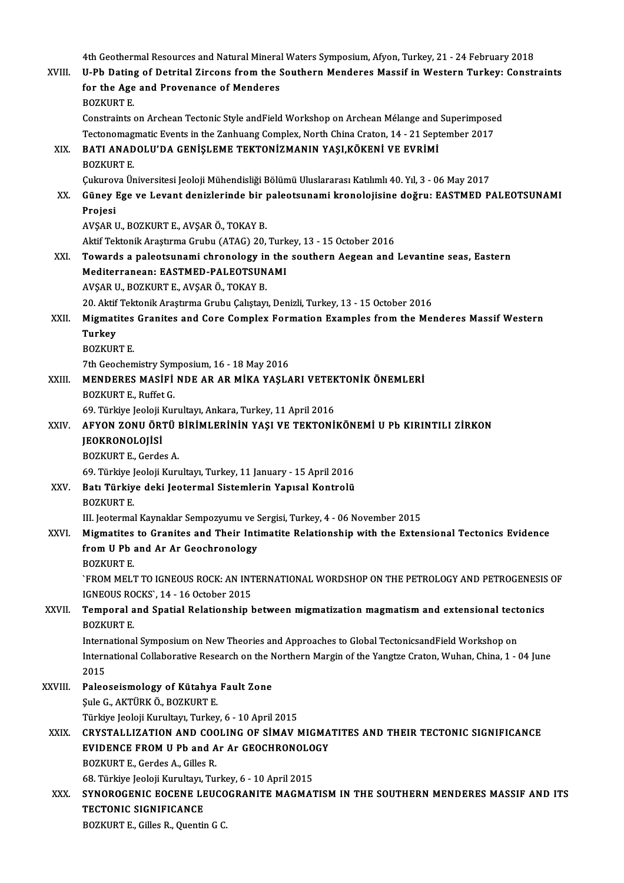4th Geothermal Resources and Natural Mineral Waters Symposium, Afyon, Turkey, 21 - 24 February 2018

XVIII. **U-Pb Dating of Detrital Zircons from the Southern Menderes Massif in Western Turkey: Constraints for the Age and Provenance of Menderes**
BOZKURT E.
Constraints on Archean Tectonic Style andField Workshop on Archean Mélange and Superimposed Tectonomagmatic Events in the Zanhuang Complex, North China Craton, 14 - 21 September 2017

XIX. **BATI ANADOLU'DA GENİŞLEME TEKTONİZMANIN YAŞI,KÖKENİ VE EVRİMİ**
BOZKURT E.
Çukurova Üniversitesi Jeoloji Mühendisliği Bölümü Uluslararası Katılımlı 40. Yıl, 3 - 06 May 2017

XX. **Güney Ege ve Levant denizlerinde bir paleotsunami kronolojisine doğru: EASTMED PALEOTSUNAMI Projesi**
AVŞAR U., BOZKURT E., AVŞAR Ö., TOKAY B.
Aktif Tektonik Araştırma Grubu (ATAG) 20, Turkey, 13 - 15 October 2016

XXI. **Towards a paleotsunami chronology in the southern Aegean and Levantine seas, Eastern Mediterranean: EASTMED-PALEOTSUNAMI**
AVŞAR U., BOZKURT E., AVŞAR Ö., TOKAY B.
20. Aktif Tektonik Araştırma Grubu Çalıştayı, Denizli, Turkey, 13 - 15 October 2016

XXII. **Migmatites Granites and Core Complex Formation Examples from the Menderes Massif Western Turkey**
BOZKURT E.
7th Geochemistry Symposium, 16 - 18 May 2016

XXIII. **MENDERES MASİFİ NDE AR AR MİKA YAŞLARI VETEKTONİK ÖNEMLERİ**
BOZKURT E., Ruffet G.
69. Türkiye Jeoloji Kurultayı, Ankara, Turkey, 11 April 2016

XXIV. **AFYON ZONU ÖRTÜ BİRİMLERİNİN YAŞI VE TEKTONİKÖNEMİ U Pb KIRINTILI ZİRKON JEOKRONOLOJİSİ**
BOZKURT E., Gerdes A.
69. Türkiye Jeoloji Kurultayı, Turkey, 11 January - 15 April 2016

XXV. **Batı Türkiye deki Jeotermal Sistemlerin Yapısal Kontrolü**
BOZKURT E.
III. Jeotermal Kaynaklar Sempozyumu ve Sergisi, Turkey, 4 - 06 November 2015

XXVI. **Migmatites to Granites and Their Intimatite Relationship with the Extensional Tectonics Evidence from U Pb and Ar Ar Geochronology**
BOZKURT E.
`FROM MELT TO IGNEOUS ROCK: AN INTERNATIONAL WORDSHOP ON THE PETROLOGY AND PETROGENESIS OF IGNEOUS ROCKS`, 14 - 16 October 2015

XXVII. **Temporal and Spatial Relationship between migmatization magmatism and extensional tectonics**
BOZKURT E.
International Symposium on New Theories and Approaches to Global TectonicsandField Workshop on International Collaborative Research on the Northern Margin of the Yangtze Craton, Wuhan, China, 1 - 04 June 2015

XXVIII. **Paleoseismology of Kütahya Fault Zone**
Şule G., AKTÜRK Ö., BOZKURT E.
Türkiye Jeoloji Kurultayı, Turkey, 6 - 10 April 2015

XXIX. **CRYSTALLIZATION AND COOLING OF SİMAV MIGMATITES AND THEIR TECTONIC SIGNIFICANCE EVIDENCE FROM U Pb and Ar Ar GEOCHRONOLOGY**
BOZKURT E., Gerdes A., Gilles R.
68. Türkiye Jeoloji Kurultayı, Turkey, 6 - 10 April 2015

XXX. **SYNOROGENIC EOCENE LEUCOGRANITE MAGMATISM IN THE SOUTHERN MENDERES MASSIF AND ITS TECTONIC SIGNIFICANCE**
BOZKURT E., Gilles R., Quentin G C.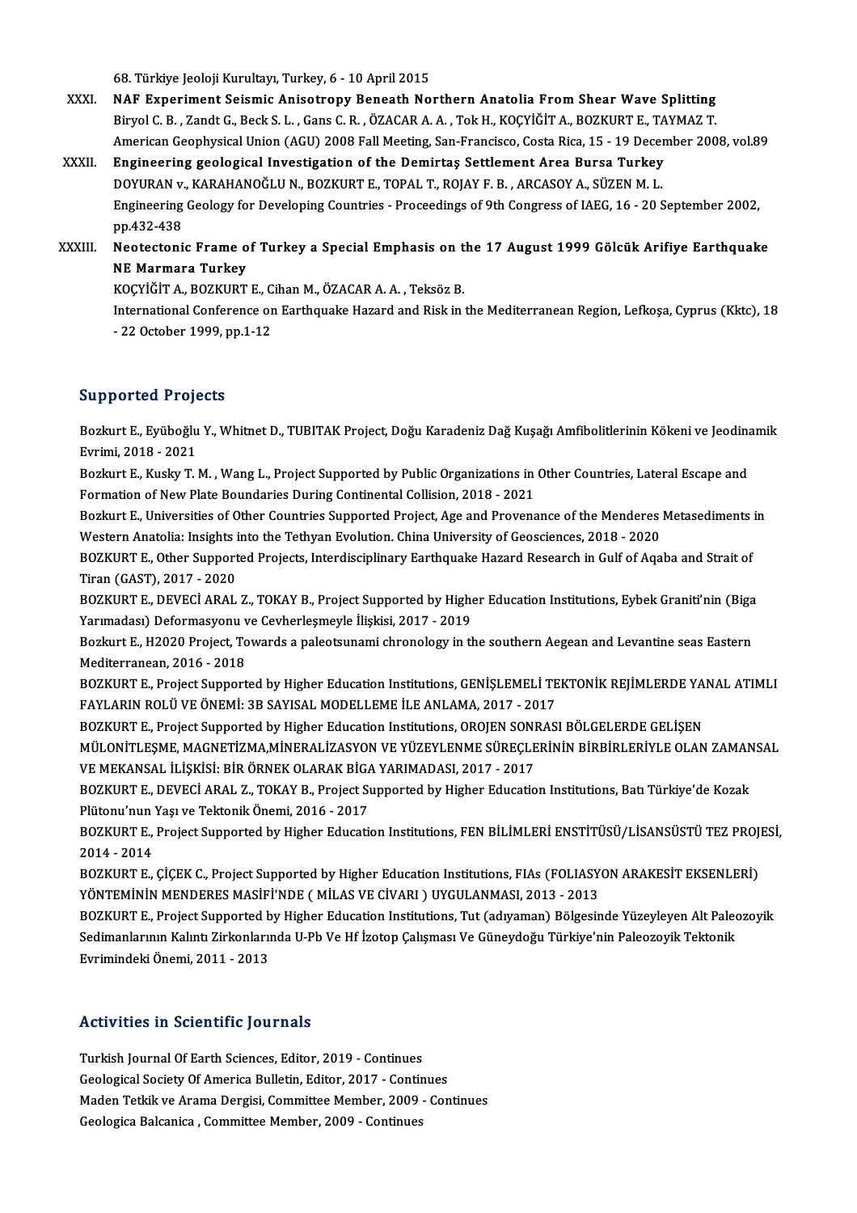68. Türkiye Jeoloji Kurultayı, Turkey, 6 - 10 April 2015

XXXI. **NAF Experiment Seismic Anisotropy Beneath Northern Anatolia From Shear Wave Splitting**
Biryol C. B. , Zandt G., Beck S. L. , Gans C. R. , ÖZACAR A. A. , Tok H., KOÇYİĞİT A., BOZKURT E., TAYMAZ T.
American Geophysical Union (AGU) 2008 Fall Meeting, San-Francisco, Costa Rica, 15 - 19 December 2008, vol.89

XXXII. **Engineering geological Investigation of the Demirtaş Settlement Area Bursa Turkey**
DOYURAN v., KARAHANOĞLU N., BOZKURT E., TOPAL T., ROJAY F. B. , ARCASOY A., SÜZEN M. L.
Engineering Geology for Developing Countries - Proceedings of 9th Congress of IAEG, 16 - 20 September 2002, pp.432-438

XXXIII. **Neotectonic Frame of Turkey a Special Emphasis on the 17 August 1999 Gölcük Arifiye Earthquake NE Marmara Turkey**
KOÇYİĞİT A., BOZKURT E., Cihan M., ÖZACAR A. A. , Teksöz B.
International Conference on Earthquake Hazard and Risk in the Mediterranean Region, Lefkoşa, Cyprus (Kktc), 18 - 22 October 1999, pp.1-12

## Supported Projects

Bozkurt E., Eyüboğlu Y., Whitnet D., TUBITAK Project, Doğu Karadeniz Dağ Kuşağı Amfibolitlerinin Kökeni ve Jeodinamik Evrimi, 2018 - 2021

Bozkurt E., Kusky T. M. , Wang L., Project Supported by Public Organizations in Other Countries, Lateral Escape and Formation of New Plate Boundaries During Continental Collision, 2018 - 2021

Bozkurt E., Universities of Other Countries Supported Project, Age and Provenance of the Menderes Metasediments in Western Anatolia: Insights into the Tethyan Evolution. China University of Geosciences, 2018 - 2020

BOZKURT E., Other Supported Projects, Interdisciplinary Earthquake Hazard Research in Gulf of Aqaba and Strait of Tiran (GAST), 2017 - 2020

BOZKURT E., DEVECİ ARAL Z., TOKAY B., Project Supported by Higher Education Institutions, Eybek Graniti'nin (Biga Yarımadası) Deformasyonu ve Cevherleşmeyle İlişkisi, 2017 - 2019

Bozkurt E., H2020 Project, Towards a paleotsunami chronology in the southern Aegean and Levantine seas Eastern Mediterranean, 2016 - 2018

BOZKURT E., Project Supported by Higher Education Institutions, GENİŞLEMELİ TEKTONİK REJİMLERDE YANAL ATIMLI FAYLARIN ROLÜ VE ÖNEMİ: 3B SAYISAL MODELLEME İLE ANLAMA, 2017 - 2017

BOZKURT E., Project Supported by Higher Education Institutions, OROJEN SONRASI BÖLGELERDE GELİŞEN MÜLONİTLEŞME, MAGNETİZMA,MİNERALİZASYON VE YÜZEYLENME SÜREÇLERİNİN BİRBİRLERİYLE OLAN ZAMANSAL VE MEKANSAL İLİŞKİSİ: BİR ÖRNEK OLARAK BİGA YARIMADASI, 2017 - 2017

BOZKURT E., DEVECİ ARAL Z., TOKAY B., Project Supported by Higher Education Institutions, Batı Türkiye'de Kozak Plütonu'nun Yaşı ve Tektonik Önemi, 2016 - 2017

BOZKURT E., Project Supported by Higher Education Institutions, FEN BİLİMLERİ ENSTİTÜSÜ/LİSANSÜSTÜ TEZ PROJESİ, 2014 - 2014

BOZKURT E., ÇİÇEK C., Project Supported by Higher Education Institutions, FIAs (FOLIASYON ARAKESİT EKSENLERİ) YÖNTEMİNİN MENDERES MASİFİ'NDE ( MİLAS VE CİVARI ) UYGULANMASI, 2013 - 2013

BOZKURT E., Project Supported by Higher Education Institutions, Tut (adıyaman) Bölgesinde Yüzeyleyen Alt Paleozoyik Sedimanlarının Kalıntı Zirkonlarında U-Pb Ve Hf İzotop Çalışması Ve Güneydoğu Türkiye'nin Paleozoyik Tektonik Evrimindeki Önemi, 2011 - 2013

## Activities in Scientific Journals

Turkish Journal Of Earth Sciences, Editor, 2019 - Continues
Geological Society Of America Bulletin, Editor, 2017 - Continues
Maden Tetkik ve Arama Dergisi, Committee Member, 2009 - Continues
Geologica Balcanica , Committee Member, 2009 - Continues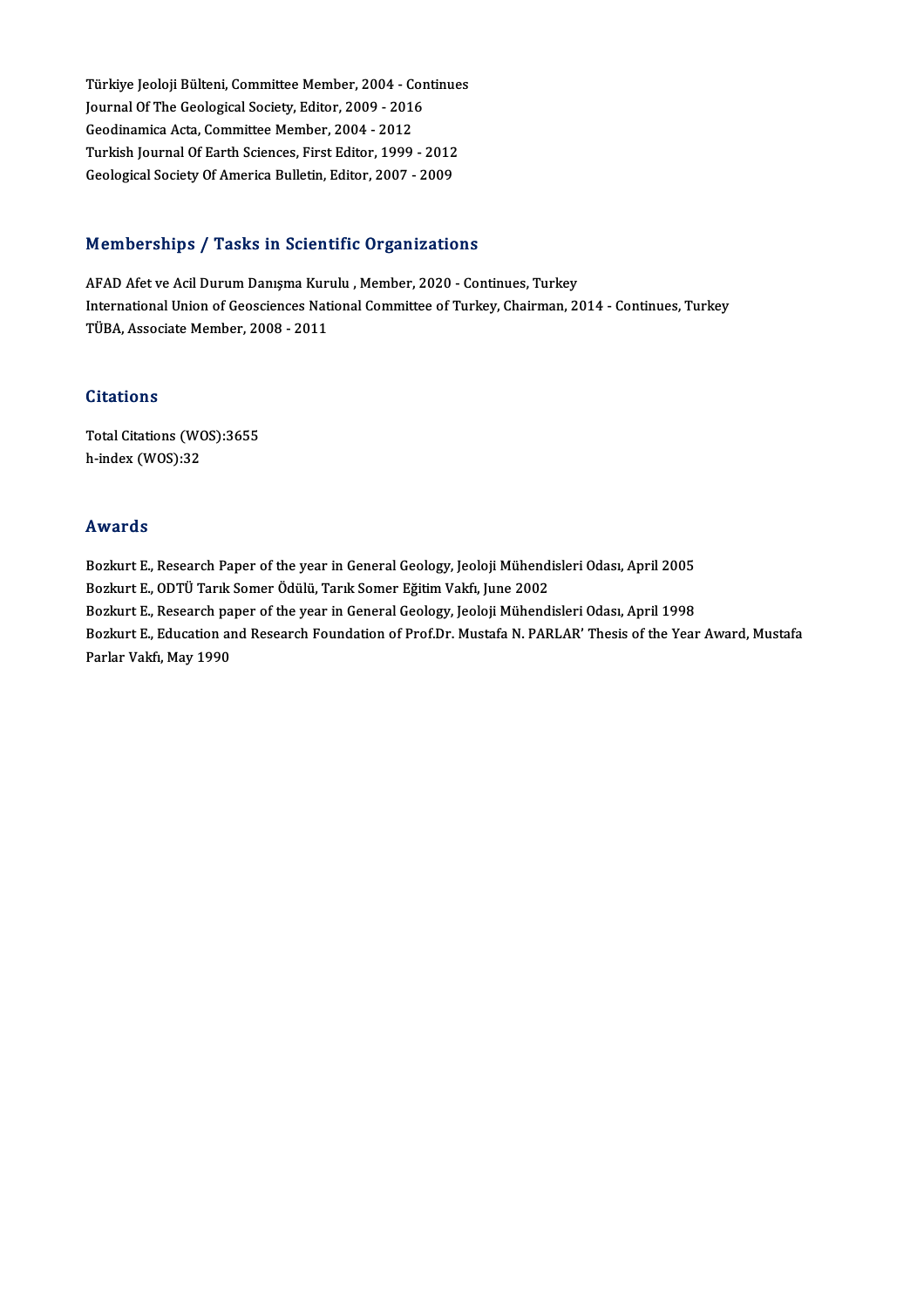Türkiye Jeoloji Bülteni, Committee Member, 2004 - Continues
Journal Of The Geological Society, Editor, 2009 - 2016
Geodinamica Acta, Committee Member, 2004 - 2012
Turkish Journal Of Earth Sciences, First Editor, 1999 - 2012
Geological Society Of America Bulletin, Editor, 2007 - 2009

## Memberships / Tasks in Scientific Organizations

AFAD Afet ve Acil Durum Danışma Kurulu , Member, 2020 - Continues, Turkey
International Union of Geosciences National Committee of Turkey, Chairman, 2014 - Continues, Turkey
TÜBA, Associate Member, 2008 - 2011

## Citations

Total Citations (WOS):3655
h-index (WOS):32

## Awards

Bozkurt E., Research Paper of the year in General Geology, Jeoloji Mühendisleri Odası, April 2005
Bozkurt E., ODTÜ Tarık Somer Ödülü, Tarık Somer Eğitim Vakfı, June 2002
Bozkurt E., Research paper of the year in General Geology, Jeoloji Mühendisleri Odası, April 1998
Bozkurt E., Education and Research Foundation of Prof.Dr. Mustafa N. PARLAR' Thesis of the Year Award, Mustafa Parlar Vakfı, May 1990